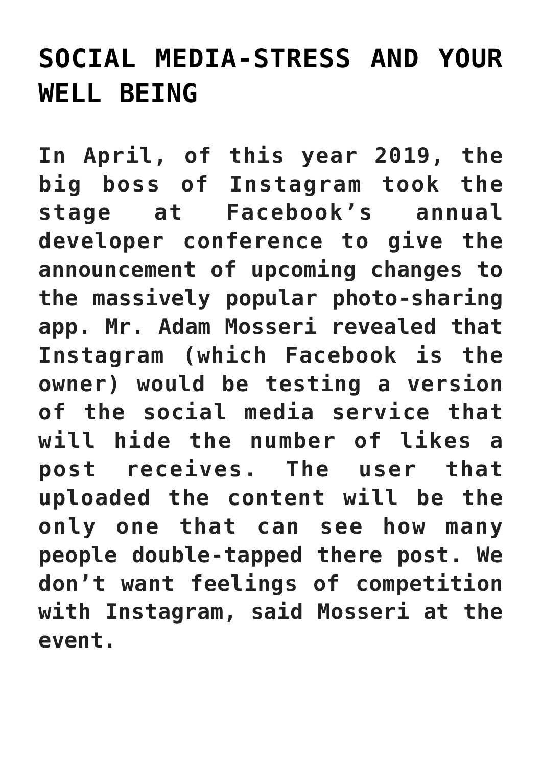# SOCIAL MEDIA-STRESS AND YOUR WELL BEING

**In April, of this year 2019, the big boss of Instagram took the stage at Facebook's annual developer conference to give the announcement of upcoming changes to the massively popular photo-sharing app. Mr. Adam Mosseri revealed that Instagram (which Facebook is the owner) would be testing a version of the social media service that will hide the number of likes a post receives. The user that uploaded the content will be the only one that can see how many people double-tapped there post. We don't want feelings of competition with Instagram, said Mosseri at the event.**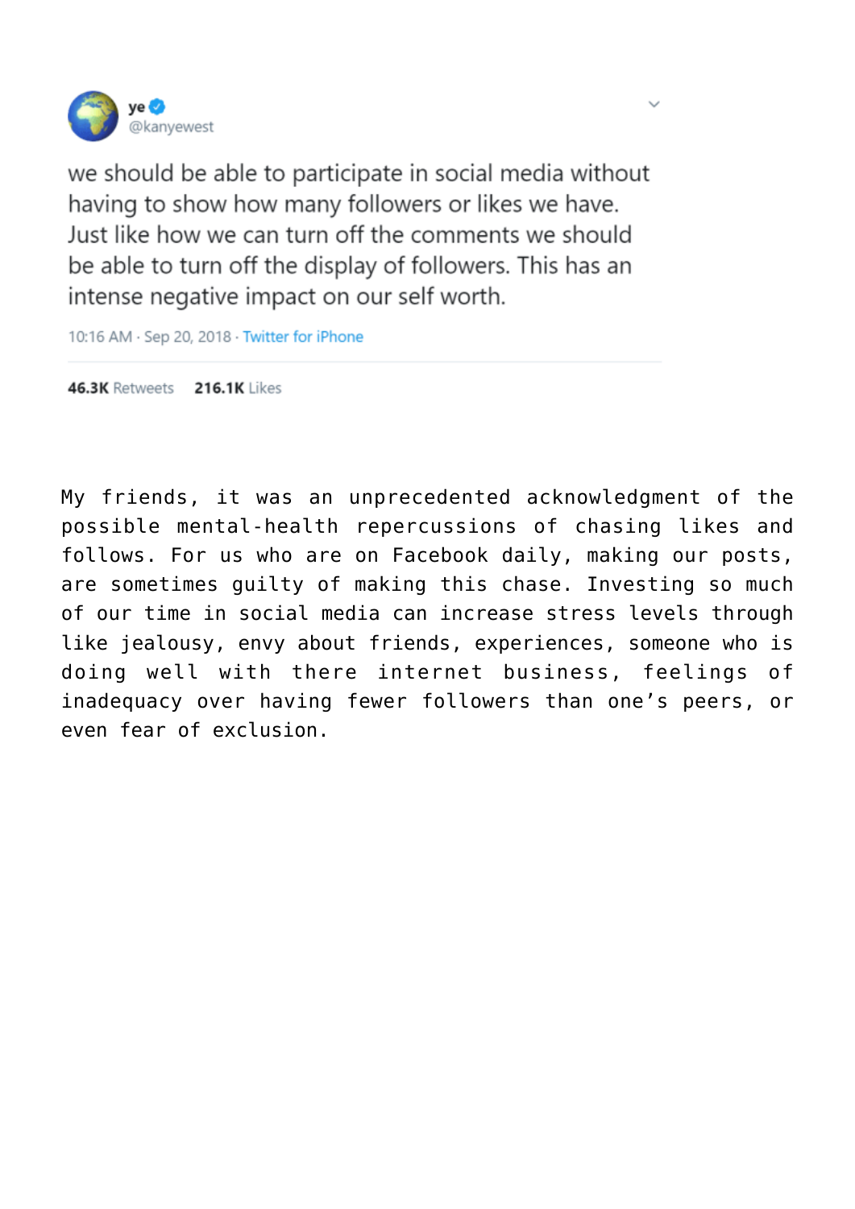ye
@kanyewest

we should be able to participate in social media without having to show how many followers or likes we have. Just like how we can turn off the comments we should be able to turn off the display of followers. This has an intense negative impact on our self worth.

10:16 AM · Sep 20, 2018 · Twitter for iPhone

**46.3K** Retweets **216.1K** Likes

My friends, it was an unprecedented acknowledgment of the possible mental-health repercussions of chasing likes and follows. For us who are on Facebook daily, making our posts, are sometimes guilty of making this chase. Investing so much of our time in social media can increase stress levels through like jealousy, envy about friends, experiences, someone who is doing well with there internet business, feelings of inadequacy over having fewer followers than one's peers, or even fear of exclusion.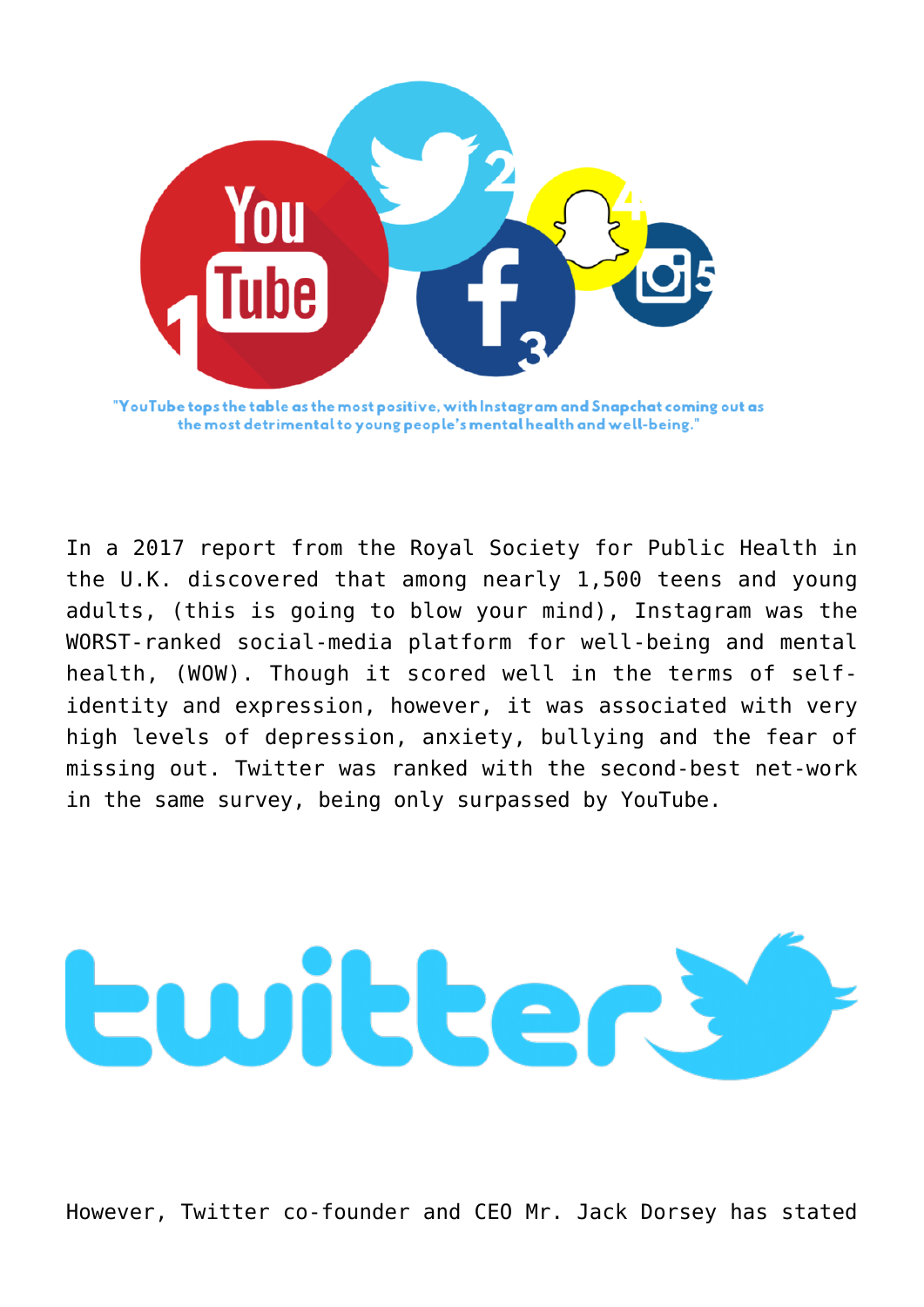"YouTube tops the table as the most positive, with Instagram and Snapchat coming out as the most detrimental to young people's mental health and well-being."

In a 2017 report from the Royal Society for Public Health in the U.K. discovered that among nearly 1,500 teens and young adults, (this is going to blow your mind), Instagram was the WORST-ranked social-media platform for well-being and mental health, (WOW). Though it scored well in the terms of self-identity and expression, however, it was associated with very high levels of depression, anxiety, bullying and the fear of missing out. Twitter was ranked with the second-best net-work in the same survey, being only surpassed by YouTube.

However, Twitter co-founder and CEO Mr. Jack Dorsey has stated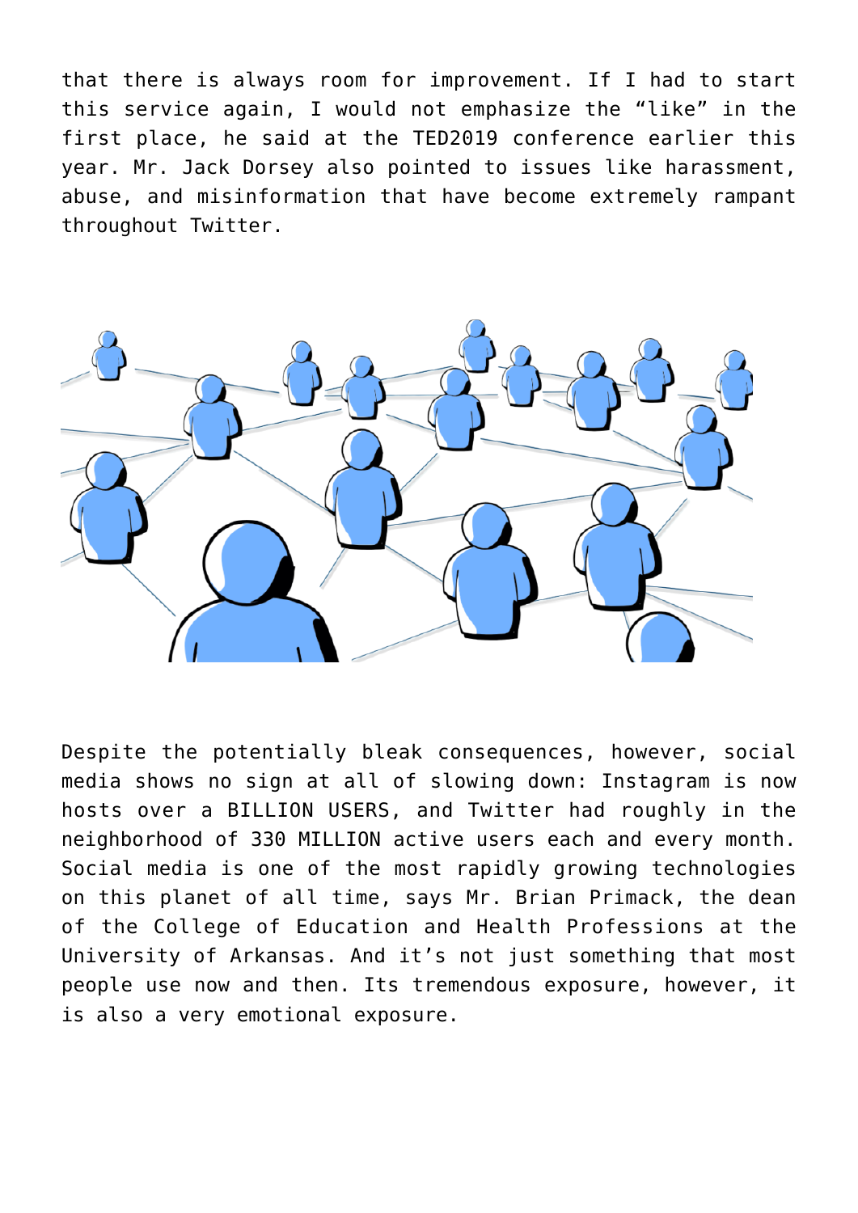that there is always room for improvement. If I had to start this service again, I would not emphasize the “like” in the first place, he said at the TED2019 conference earlier this year. Mr. Jack Dorsey also pointed to issues like harassment, abuse, and misinformation that have become extremely rampant throughout Twitter.

Despite the potentially bleak consequences, however, social media shows no sign at all of slowing down: Instagram is now hosts over a BILLION USERS, and Twitter had roughly in the neighborhood of 330 MILLION active users each and every month. Social media is one of the most rapidly growing technologies on this planet of all time, says Mr. Brian Primack, the dean of the College of Education and Health Professions at the University of Arkansas. And it’s not just something that most people use now and then. Its tremendous exposure, however, it is also a very emotional exposure.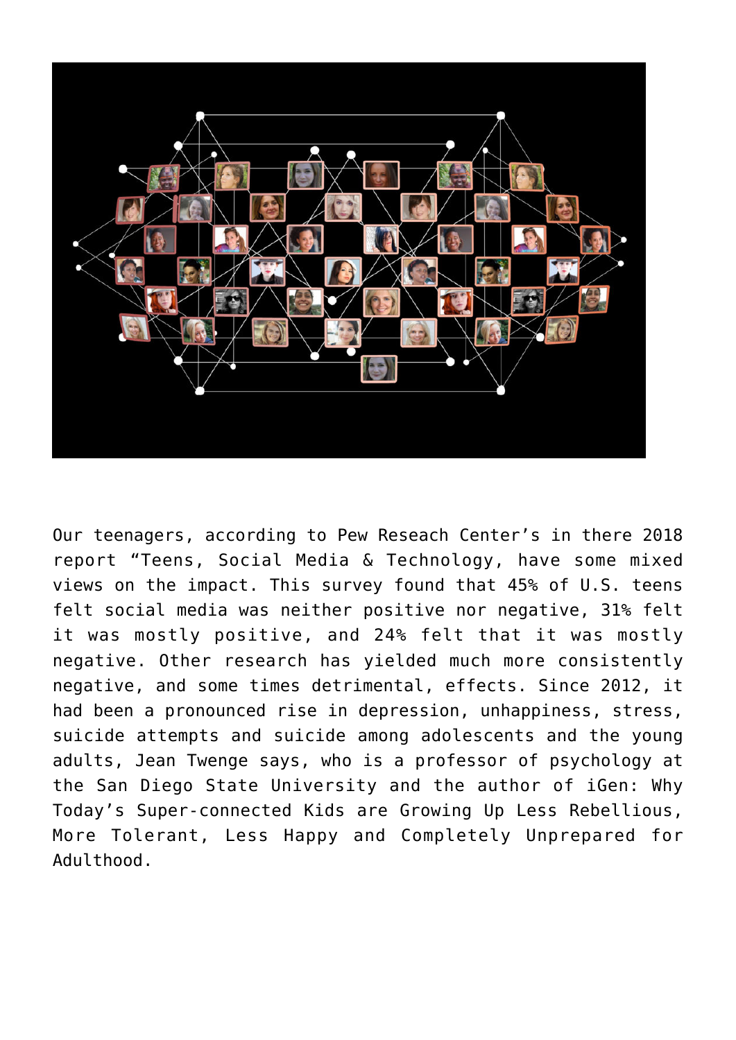Our teenagers, according to Pew Reseach Center's in there 2018 report "Teens, Social Media & Technology, have some mixed views on the impact. This survey found that 45% of U.S. teens felt social media was neither positive nor negative, 31% felt it was mostly positive, and 24% felt that it was mostly negative. Other research has yielded much more consistently negative, and some times detrimental, effects. Since 2012, it had been a pronounced rise in depression, unhappiness, stress, suicide attempts and suicide among adolescents and the young adults, Jean Twenge says, who is a professor of psychology at the San Diego State University and the author of iGen: Why Today's Super-connected Kids are Growing Up Less Rebellious, More Tolerant, Less Happy and Completely Unprepared for Adulthood.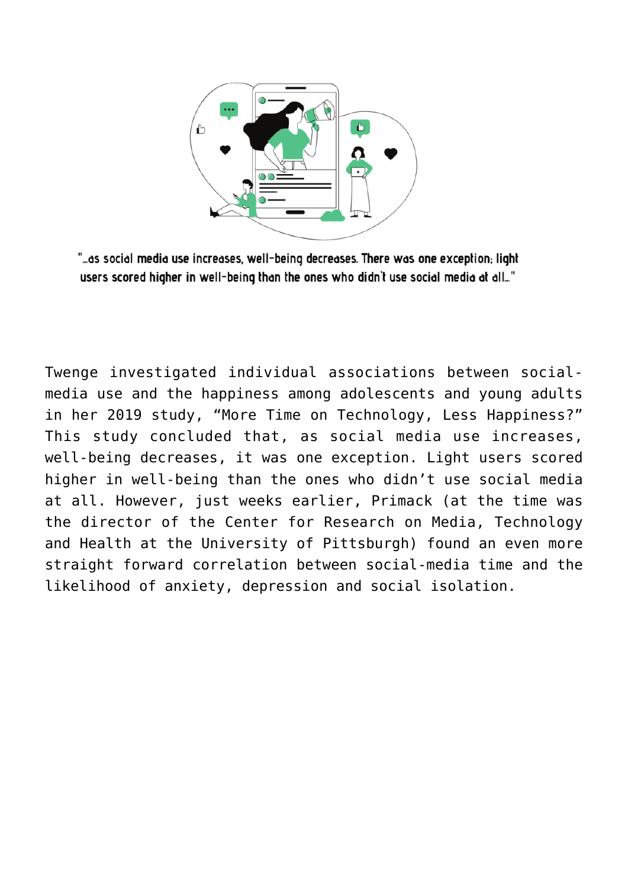"...as social media use increases, well-being decreases. There was one exception; light users scored higher in well-being than the ones who didn't use social media at all..."

Twenge investigated individual associations between social-media use and the happiness among adolescents and young adults in her 2019 study, “More Time on Technology, Less Happiness?” This study concluded that, as social media use increases, well-being decreases, it was one exception. Light users scored higher in well-being than the ones who didn’t use social media at all. However, just weeks earlier, Primack (at the time was the director of the Center for Research on Media, Technology and Health at the University of Pittsburgh) found an even more straight forward correlation between social-media time and the likelihood of anxiety, depression and social isolation.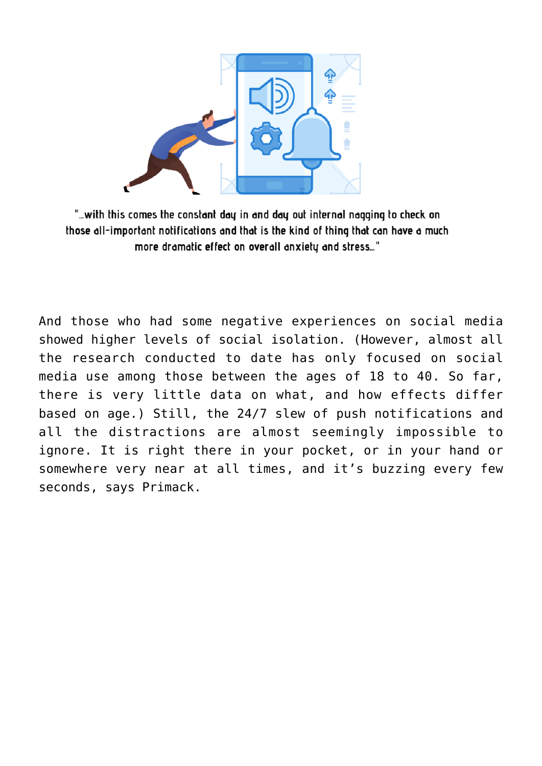"...with this comes the constant day in and day out internal nagging to check on those all-important notifications and that is the kind of thing that can have a much more dramatic effect on overall anxiety and stress..."

And those who had some negative experiences on social media showed higher levels of social isolation. (However, almost all the research conducted to date has only focused on social media use among those between the ages of 18 to 40. So far, there is very little data on what, and how effects differ based on age.) Still, the 24/7 slew of push notifications and all the distractions are almost seemingly impossible to ignore. It is right there in your pocket, or in your hand or somewhere very near at all times, and it's buzzing every few seconds, says Primack.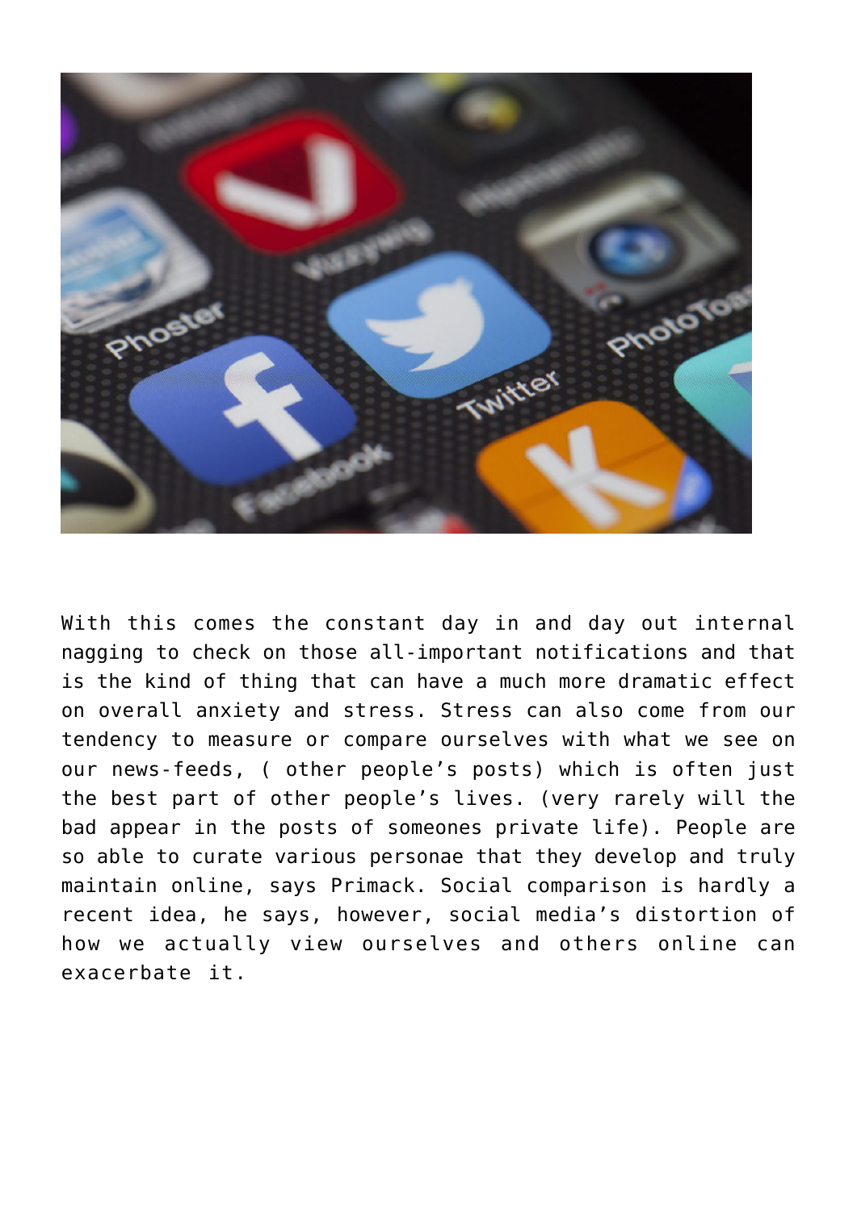With this comes the constant day in and day out internal nagging to check on those all-important notifications and that is the kind of thing that can have a much more dramatic effect on overall anxiety and stress. Stress can also come from our tendency to measure or compare ourselves with what we see on our news-feeds, ( other people's posts) which is often just the best part of other people's lives. (very rarely will the bad appear in the posts of someones private life). People are so able to curate various personae that they develop and truly maintain online, says Primack. Social comparison is hardly a recent idea, he says, however, social media's distortion of how we actually view ourselves and others online can exacerbate it.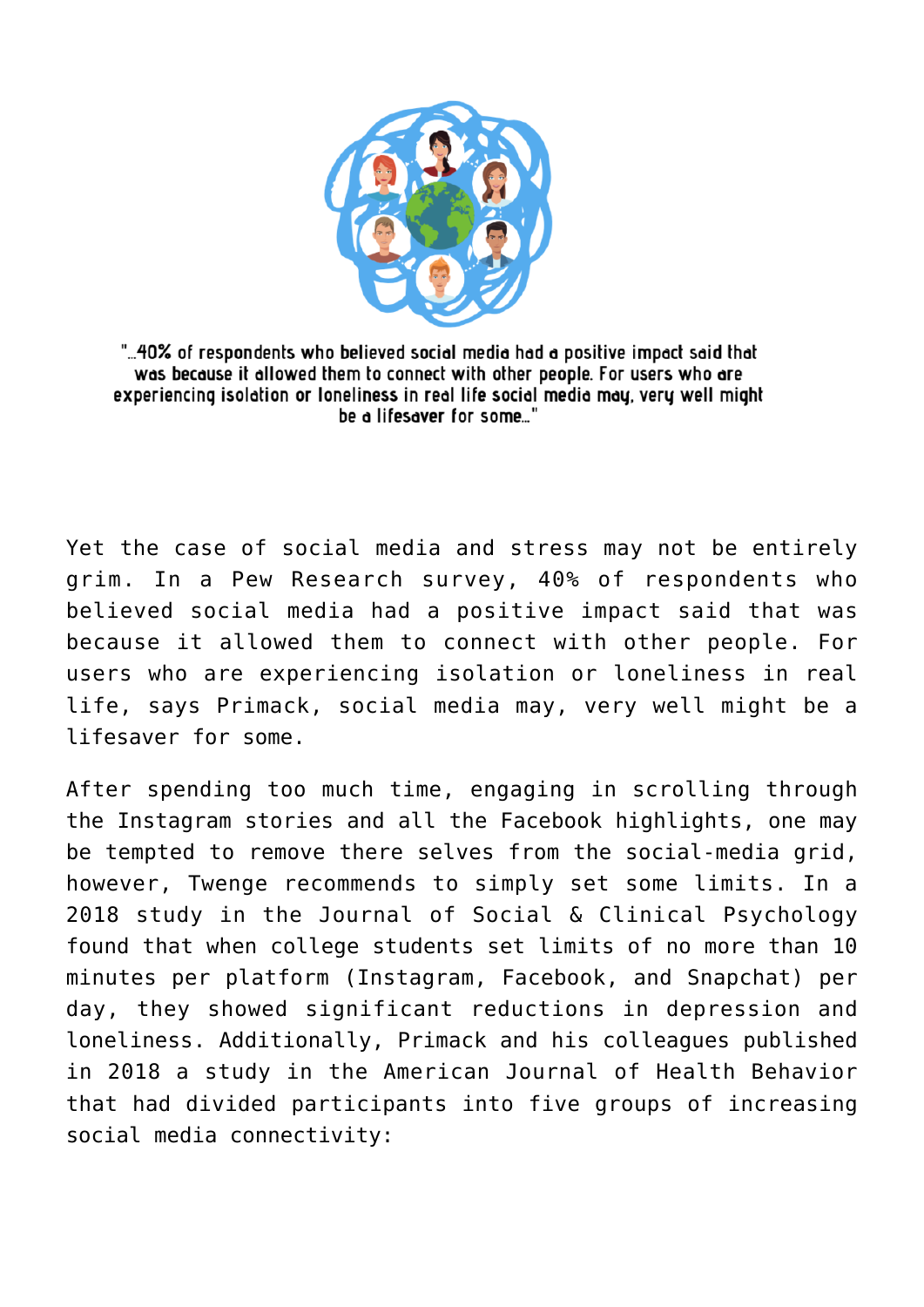"...40% of respondents who believed social media had a positive impact said that was because it allowed them to connect with other people. For users who are experiencing isolation or loneliness in real life social media may, very well might be a lifesaver for some..."

Yet the case of social media and stress may not be entirely grim. In a Pew Research survey, 40% of respondents who believed social media had a positive impact said that was because it allowed them to connect with other people. For users who are experiencing isolation or loneliness in real life, says Primack, social media may, very well might be a lifesaver for some.

After spending too much time, engaging in scrolling through the Instagram stories and all the Facebook highlights, one may be tempted to remove there selves from the social-media grid, however, Twenge recommends to simply set some limits. In a 2018 study in the Journal of Social & Clinical Psychology found that when college students set limits of no more than 10 minutes per platform (Instagram, Facebook, and Snapchat) per day, they showed significant reductions in depression and loneliness. Additionally, Primack and his colleagues published in 2018 a study in the American Journal of Health Behavior that had divided participants into five groups of increasing social media connectivity: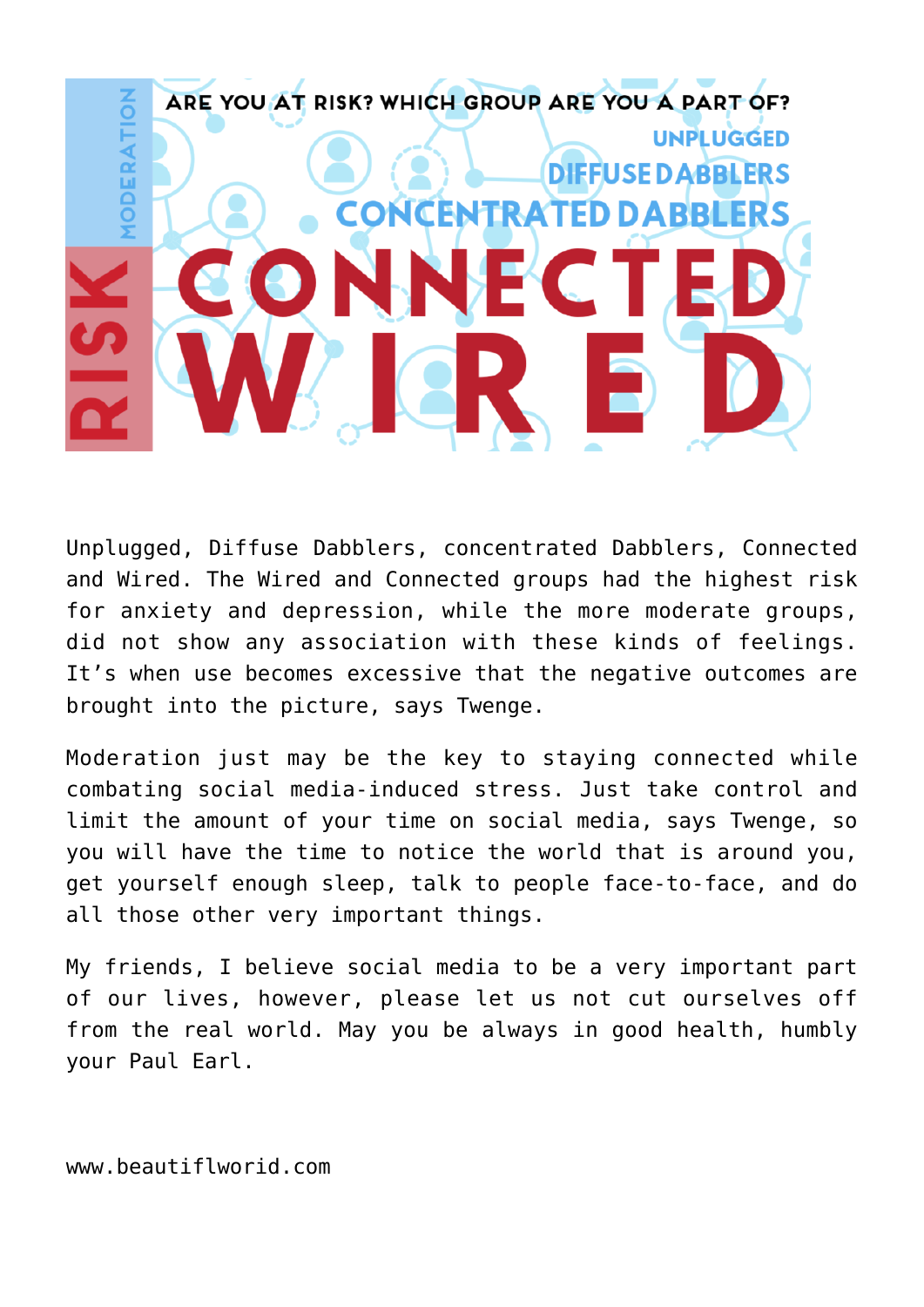ARE YOU AT RISK? WHICH GROUP ARE YOU A PART OF?

UNPLUGGED

DIFFUSE DABBLERS

CONCENTRATED DABBLERS

CONNECTED

WIRED

MODERATION

RISK

Unplugged, Diffuse Dabblers, concentrated Dabblers, Connected and Wired. The Wired and Connected groups had the highest risk for anxiety and depression, while the more moderate groups, did not show any association with these kinds of feelings. It's when use becomes excessive that the negative outcomes are brought into the picture, says Twenge.

Moderation just may be the key to staying connected while combating social media-induced stress. Just take control and limit the amount of your time on social media, says Twenge, so you will have the time to notice the world that is around you, get yourself enough sleep, talk to people face-to-face, and do all those other very important things.

My friends, I believe social media to be a very important part of our lives, however, please let us not cut ourselves off from the real world. May you be always in good health, humbly your Paul Earl.

www.beautiflworid.com